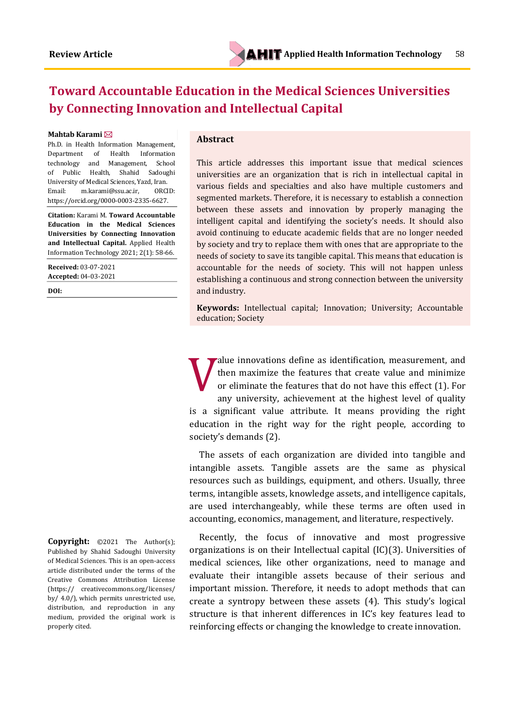Review Article

# Toward Accountable Education in the Medical Sciences Universities by Connecting Innovation and Intellectual Capital

**Mahtab Karami** ✉

Ph.D. in Health Information Management, Department of Health Information technology and Management, School of Public Health, Shahid Sadoughi University of Medical Sciences, Yazd, Iran. Email: m.karami@ssu.ac.ir, ORCID: https://orcid.org/0000-0003-2335-6627.

**Citation:** Karami M. **Toward Accountable Education in the Medical Sciences Universities by Connecting Innovation and Intellectual Capital.** Applied Health Information Technology 2021; 2(1): 58-66.

**Received:** 03-07-2021
**Accepted:** 04-03-2021

**DOI:**

## Abstract

This article addresses this important issue that medical sciences universities are an organization that is rich in intellectual capital in various fields and specialties and also have multiple customers and segmented markets. Therefore, it is necessary to establish a connection between these assets and innovation by properly managing the intelligent capital and identifying the society's needs. It should also avoid continuing to educate academic fields that are no longer needed by society and try to replace them with ones that are appropriate to the needs of society to save its tangible capital. This means that education is accountable for the needs of society. This will not happen unless establishing a continuous and strong connection between the university and industry.

**Keywords:** Intellectual capital; Innovation; University; Accountable education; Society

Value innovations define as identification, measurement, and then maximize the features that create value and minimize or eliminate the features that do not have this effect (1). For any university, achievement at the highest level of quality is a significant value attribute. It means providing the right education in the right way for the right people, according to society's demands (2).

The assets of each organization are divided into tangible and intangible assets. Tangible assets are the same as physical resources such as buildings, equipment, and others. Usually, three terms, intangible assets, knowledge assets, and intelligence capitals, are used interchangeably, while these terms are often used in accounting, economics, management, and literature, respectively.

Recently, the focus of innovative and most progressive organizations is on their Intellectual capital (IC)(3). Universities of medical sciences, like other organizations, need to manage and evaluate their intangible assets because of their serious and important mission. Therefore, it needs to adopt methods that can create a syntropy between these assets (4). This study's logical structure is that inherent differences in IC's key features lead to reinforcing effects or changing the knowledge to create innovation.

**Copyright:** ©2021 The Author(s); Published by Shahid Sadoughi University of Medical Sciences. This is an open-access article distributed under the terms of the Creative Commons Attribution License (https:// creativecommons.org/licenses/ by/ 4.0/), which permits unrestricted use, distribution, and reproduction in any medium, provided the original work is properly cited.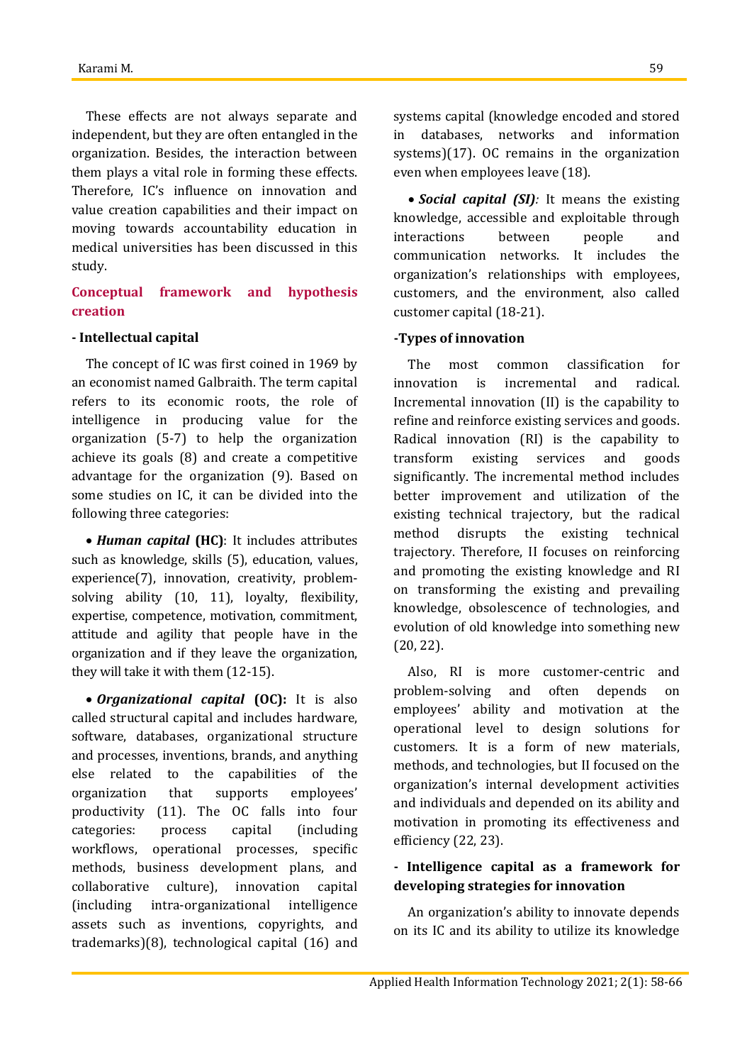These effects are not always separate and independent, but they are often entangled in the organization. Besides, the interaction between them plays a vital role in forming these effects. Therefore, IC's influence on innovation and value creation capabilities and their impact on moving towards accountability education in medical universities has been discussed in this study.

## Conceptual framework and hypothesis creation

### - Intellectual capital

The concept of IC was first coined in 1969 by an economist named Galbraith. The term capital refers to its economic roots, the role of intelligence in producing value for the organization (5-7) to help the organization achieve its goals (8) and create a competitive advantage for the organization (9). Based on some studies on IC, it can be divided into the following three categories:

- ***Human capital* (HC)**: It includes attributes such as knowledge, skills (5), education, values, experience(7), innovation, creativity, problem-solving ability (10, 11), loyalty, flexibility, expertise, competence, motivation, commitment, attitude and agility that people have in the organization and if they leave the organization, they will take it with them (12-15).

- ***Organizational capital* (OC):** It is also called structural capital and includes hardware, software, databases, organizational structure and processes, inventions, brands, and anything else related to the capabilities of the organization that supports employees' productivity (11). The OC falls into four categories: process capital (including workflows, operational processes, specific methods, business development plans, and collaborative culture), innovation capital (including intra-organizational intelligence assets such as inventions, copyrights, and trademarks)(8), technological capital (16) and systems capital (knowledge encoded and stored in databases, networks and information systems)(17). OC remains in the organization even when employees leave (18).

- ***Social capital (SI)*:** It means the existing knowledge, accessible and exploitable through interactions between people and communication networks. It includes the organization's relationships with employees, customers, and the environment, also called customer capital (18-21).

### -Types of innovation

The most common classification for innovation is incremental and radical. Incremental innovation (II) is the capability to refine and reinforce existing services and goods. Radical innovation (RI) is the capability to transform existing services and goods significantly. The incremental method includes better improvement and utilization of the existing technical trajectory, but the radical method disrupts the existing technical trajectory. Therefore, II focuses on reinforcing and promoting the existing knowledge and RI on transforming the existing and prevailing knowledge, obsolescence of technologies, and evolution of old knowledge into something new (20, 22).

Also, RI is more customer-centric and problem-solving and often depends on employees' ability and motivation at the operational level to design solutions for customers. It is a form of new materials, methods, and technologies, but II focused on the organization's internal development activities and individuals and depended on its ability and motivation in promoting its effectiveness and efficiency (22, 23).

### - Intelligence capital as a framework for developing strategies for innovation

An organization's ability to innovate depends on its IC and its ability to utilize its knowledge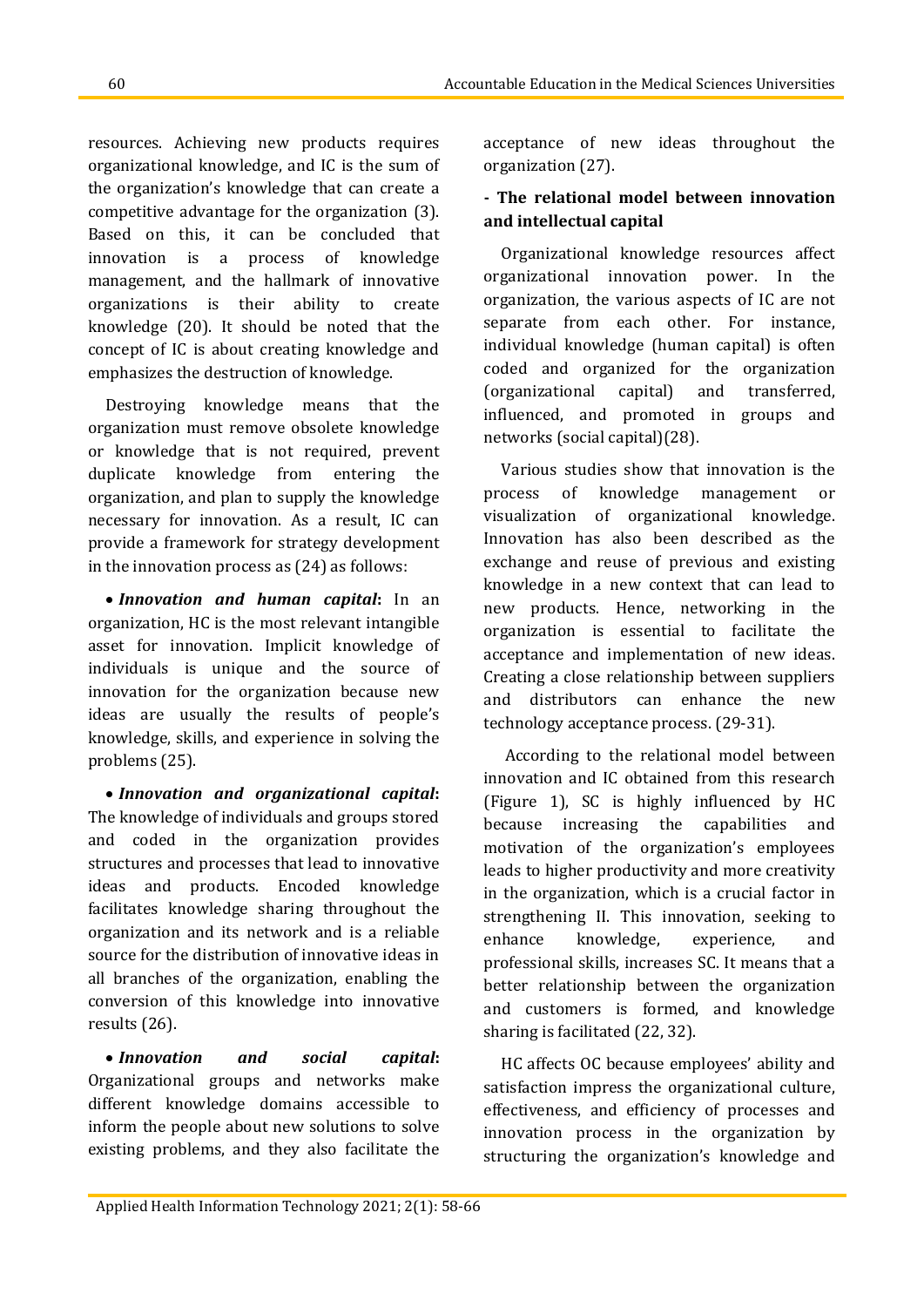resources. Achieving new products requires organizational knowledge, and IC is the sum of the organization's knowledge that can create a competitive advantage for the organization (3). Based on this, it can be concluded that innovation is a process of knowledge management, and the hallmark of innovative organizations is their ability to create knowledge (20). It should be noted that the concept of IC is about creating knowledge and emphasizes the destruction of knowledge.

Destroying knowledge means that the organization must remove obsolete knowledge or knowledge that is not required, prevent duplicate knowledge from entering the organization, and plan to supply the knowledge necessary for innovation. As a result, IC can provide a framework for strategy development in the innovation process as (24) as follows:

- ***Innovation and human capital*:** In an organization, HC is the most relevant intangible asset for innovation. Implicit knowledge of individuals is unique and the source of innovation for the organization because new ideas are usually the results of people's knowledge, skills, and experience in solving the problems (25).

- ***Innovation and organizational capital*:** The knowledge of individuals and groups stored and coded in the organization provides structures and processes that lead to innovative ideas and products. Encoded knowledge facilitates knowledge sharing throughout the organization and its network and is a reliable source for the distribution of innovative ideas in all branches of the organization, enabling the conversion of this knowledge into innovative results (26).

- ***Innovation and social capital*:** Organizational groups and networks make different knowledge domains accessible to inform the people about new solutions to solve existing problems, and they also facilitate the acceptance of new ideas throughout the organization (27).

**- The relational model between innovation and intellectual capital**

Organizational knowledge resources affect organizational innovation power. In the organization, the various aspects of IC are not separate from each other. For instance, individual knowledge (human capital) is often coded and organized for the organization (organizational capital) and transferred, influenced, and promoted in groups and networks (social capital)(28).

Various studies show that innovation is the process of knowledge management or visualization of organizational knowledge. Innovation has also been described as the exchange and reuse of previous and existing knowledge in a new context that can lead to new products. Hence, networking in the organization is essential to facilitate the acceptance and implementation of new ideas. Creating a close relationship between suppliers and distributors can enhance the new technology acceptance process. (29-31).

According to the relational model between innovation and IC obtained from this research (Figure 1), SC is highly influenced by HC because increasing the capabilities and motivation of the organization's employees leads to higher productivity and more creativity in the organization, which is a crucial factor in strengthening II. This innovation, seeking to enhance knowledge, experience, and professional skills, increases SC. It means that a better relationship between the organization and customers is formed, and knowledge sharing is facilitated (22, 32).

HC affects OC because employees' ability and satisfaction impress the organizational culture, effectiveness, and efficiency of processes and innovation process in the organization by structuring the organization's knowledge and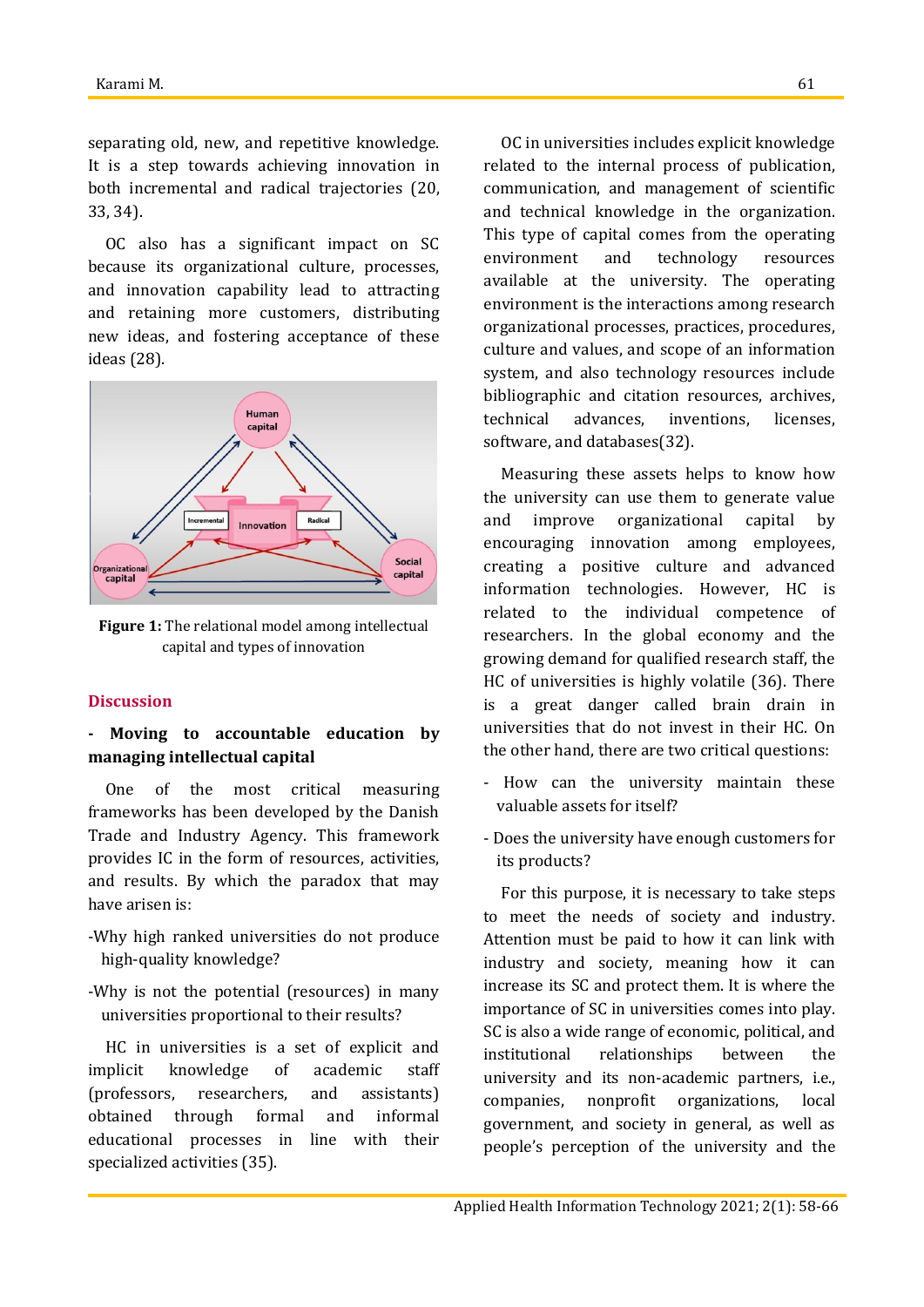separating old, new, and repetitive knowledge. It is a step towards achieving innovation in both incremental and radical trajectories (20, 33, 34).

OC also has a significant impact on SC because its organizational culture, processes, and innovation capability lead to attracting and retaining more customers, distributing new ideas, and fostering acceptance of these ideas (28).

**Figure 1:** The relational model among intellectual capital and types of innovation

## Discussion

### - Moving to accountable education by managing intellectual capital

One of the most critical measuring frameworks has been developed by the Danish Trade and Industry Agency. This framework provides IC in the form of resources, activities, and results. By which the paradox that may have arisen is:

-Why high ranked universities do not produce high-quality knowledge?

-Why is not the potential (resources) in many universities proportional to their results?

HC in universities is a set of explicit and implicit knowledge of academic staff (professors, researchers, and assistants) obtained through formal and informal educational processes in line with their specialized activities (35).

OC in universities includes explicit knowledge related to the internal process of publication, communication, and management of scientific and technical knowledge in the organization. This type of capital comes from the operating environment and technology resources available at the university. The operating environment is the interactions among research organizational processes, practices, procedures, culture and values, and scope of an information system, and also technology resources include bibliographic and citation resources, archives, technical advances, inventions, licenses, software, and databases(32).

Measuring these assets helps to know how the university can use them to generate value and improve organizational capital by encouraging innovation among employees, creating a positive culture and advanced information technologies. However, HC is related to the individual competence of researchers. In the global economy and the growing demand for qualified research staff, the HC of universities is highly volatile (36). There is a great danger called brain drain in universities that do not invest in their HC. On the other hand, there are two critical questions:

- How can the university maintain these valuable assets for itself?

- Does the university have enough customers for its products?

For this purpose, it is necessary to take steps to meet the needs of society and industry. Attention must be paid to how it can link with industry and society, meaning how it can increase its SC and protect them. It is where the importance of SC in universities comes into play. SC is also a wide range of economic, political, and institutional relationships between the university and its non-academic partners, i.e., companies, nonprofit organizations, local government, and society in general, as well as people's perception of the university and the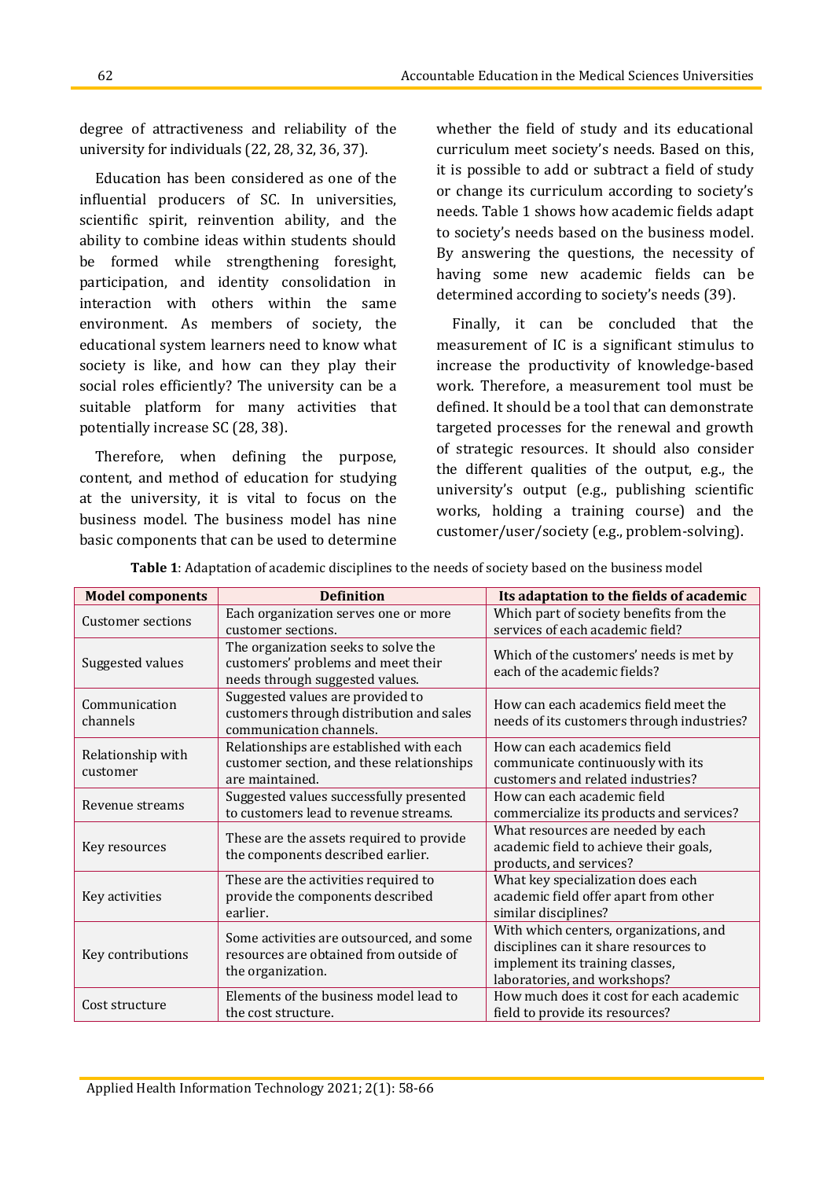degree of attractiveness and reliability of the university for individuals (22, 28, 32, 36, 37).

Education has been considered as one of the influential producers of SC. In universities, scientific spirit, reinvention ability, and the ability to combine ideas within students should be formed while strengthening foresight, participation, and identity consolidation in interaction with others within the same environment. As members of society, the educational system learners need to know what society is like, and how can they play their social roles efficiently? The university can be a suitable platform for many activities that potentially increase SC (28, 38).

Therefore, when defining the purpose, content, and method of education for studying at the university, it is vital to focus on the business model. The business model has nine basic components that can be used to determine whether the field of study and its educational curriculum meet society's needs. Based on this, it is possible to add or subtract a field of study or change its curriculum according to society's needs. Table 1 shows how academic fields adapt to society's needs based on the business model. By answering the questions, the necessity of having some new academic fields can be determined according to society's needs (39).

Finally, it can be concluded that the measurement of IC is a significant stimulus to increase the productivity of knowledge-based work. Therefore, a measurement tool must be defined. It should be a tool that can demonstrate targeted processes for the renewal and growth of strategic resources. It should also consider the different qualities of the output, e.g., the university's output (e.g., publishing scientific works, holding a training course) and the customer/user/society (e.g., problem-solving).

**Table 1**: Adaptation of academic disciplines to the needs of society based on the business model

| Model components | Definition | Its adaptation to the fields of academic |
|---|---|---|
| Customer sections | Each organization serves one or more customer sections. | Which part of society benefits from the services of each academic field? |
| Suggested values | The organization seeks to solve the customers' problems and meet their needs through suggested values. | Which of the customers' needs is met by each of the academic fields? |
| Communication channels | Suggested values are provided to customers through distribution and sales communication channels. | How can each academics field meet the needs of its customers through industries? |
| Relationship with customer | Relationships are established with each customer section, and these relationships are maintained. | How can each academics field communicate continuously with its customers and related industries? |
| Revenue streams | Suggested values successfully presented to customers lead to revenue streams. | How can each academic field commercialize its products and services? |
| Key resources | These are the assets required to provide the components described earlier. | What resources are needed by each academic field to achieve their goals, products, and services? |
| Key activities | These are the activities required to provide the components described earlier. | What key specialization does each academic field offer apart from other similar disciplines? |
| Key contributions | Some activities are outsourced, and some resources are obtained from outside of the organization. | With which centers, organizations, and disciplines can it share resources to implement its training classes, laboratories, and workshops? |
| Cost structure | Elements of the business model lead to the cost structure. | How much does it cost for each academic field to provide its resources? |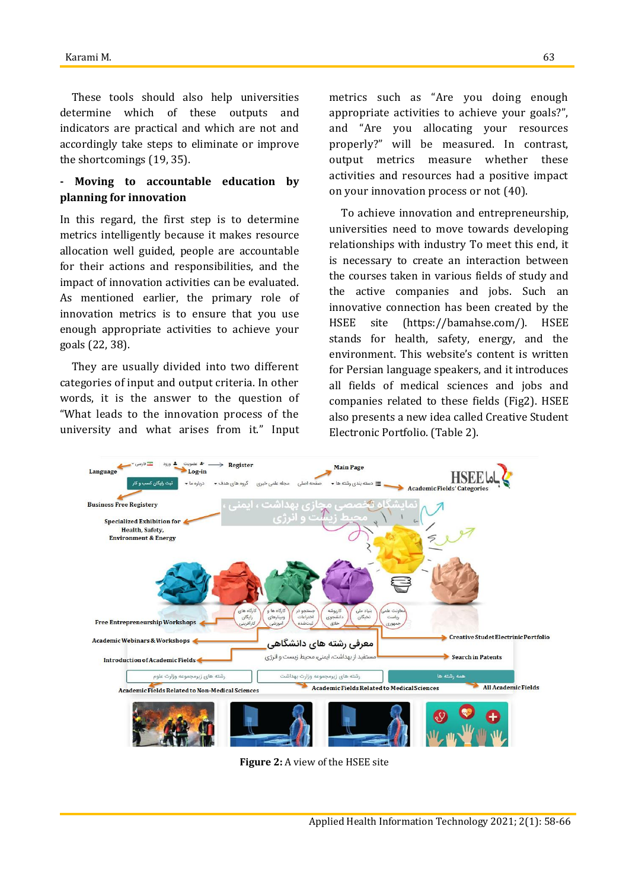These tools should also help universities determine which of these outputs and indicators are practical and which are not and accordingly take steps to eliminate or improve the shortcomings (19, 35).

**- Moving to accountable education by planning for innovation**

In this regard, the first step is to determine metrics intelligently because it makes resource allocation well guided, people are accountable for their actions and responsibilities, and the impact of innovation activities can be evaluated. As mentioned earlier, the primary role of innovation metrics is to ensure that you use enough appropriate activities to achieve your goals (22, 38).

They are usually divided into two different categories of input and output criteria. In other words, it is the answer to the question of "What leads to the innovation process of the university and what arises from it." Input metrics such as "Are you doing enough appropriate activities to achieve your goals?", and "Are you allocating your resources properly?" will be measured. In contrast, output metrics measure whether these activities and resources had a positive impact on your innovation process or not (40).

To achieve innovation and entrepreneurship, universities need to move towards developing relationships with industry To meet this end, it is necessary to create an interaction between the courses taken in various fields of study and the active companies and jobs. Such an innovative connection has been created by the HSEE site (https://bamahse.com/). HSEE stands for health, safety, energy, and the environment. This website's content is written for Persian language speakers, and it introduces all fields of medical sciences and jobs and companies related to these fields (Fig2). HSEE also presents a new idea called Creative Student Electronic Portfolio. (Table 2).

**Figure 2:** A view of the HSEE site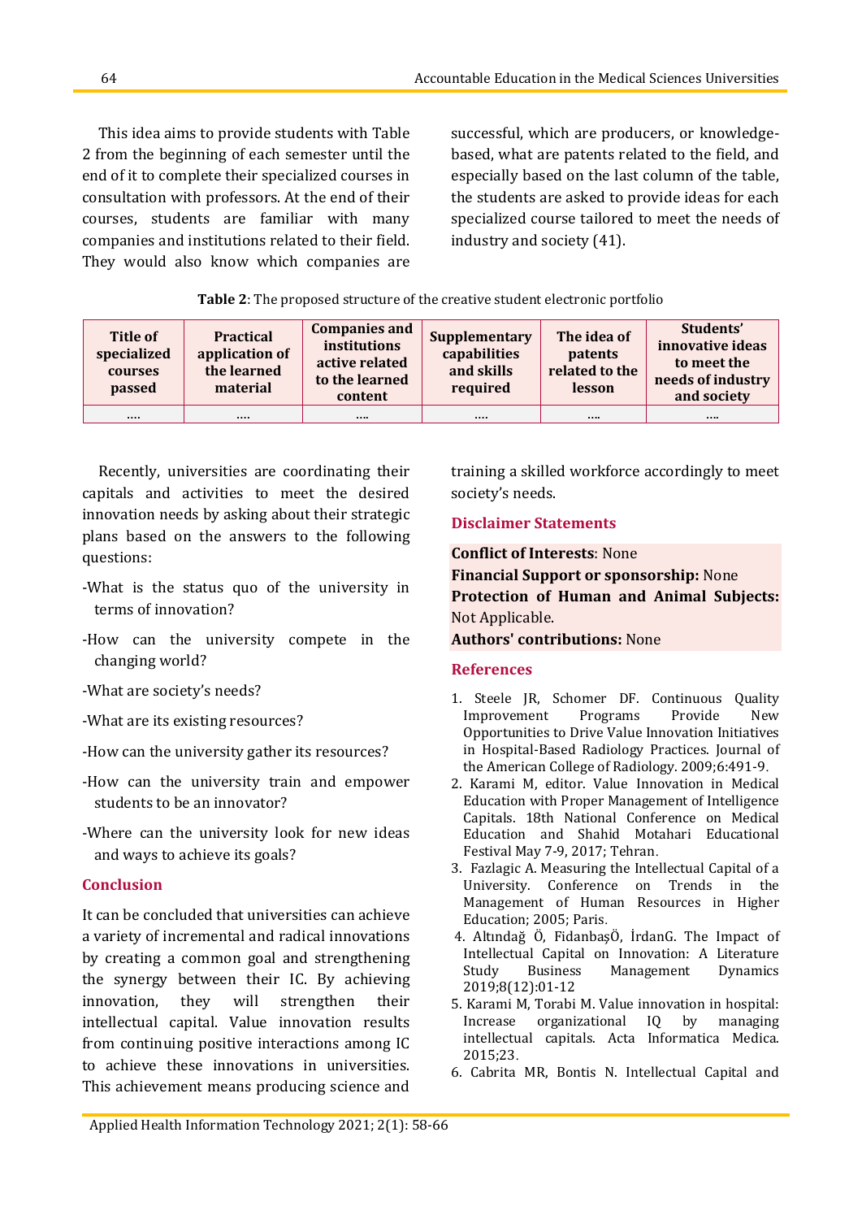This idea aims to provide students with Table 2 from the beginning of each semester until the end of it to complete their specialized courses in consultation with professors. At the end of their courses, students are familiar with many companies and institutions related to their field. They would also know which companies are successful, which are producers, or knowledge-based, what are patents related to the field, and especially based on the last column of the table, the students are asked to provide ideas for each specialized course tailored to meet the needs of industry and society (41).

**Table 2**: The proposed structure of the creative student electronic portfolio

| Title of specialized courses passed | Practical application of the learned material | Companies and institutions active related to the learned content | Supplementary capabilities and skills required | The idea of patents related to the lesson | Students' innovative ideas to meet the needs of industry and society |
|---|---|---|---|---|---|
| .... | .... | .... | .... | .... | .... |

Recently, universities are coordinating their capitals and activities to meet the desired innovation needs by asking about their strategic plans based on the answers to the following questions:

-What is the status quo of the university in terms of innovation?

-How can the university compete in the changing world?

-What are society's needs?

-What are its existing resources?

-How can the university gather its resources?

-How can the university train and empower students to be an innovator?

-Where can the university look for new ideas and ways to achieve its goals?

## Conclusion

It can be concluded that universities can achieve a variety of incremental and radical innovations by creating a common goal and strengthening the synergy between their IC. By achieving innovation, they will strengthen their intellectual capital. Value innovation results from continuing positive interactions among IC to achieve these innovations in universities. This achievement means producing science and training a skilled workforce accordingly to meet society's needs.

## Disclaimer Statements

**Conflict of Interests**: None
**Financial Support or sponsorship:** None
**Protection of Human and Animal Subjects:** Not Applicable.
**Authors' contributions:** None

## References

1. Steele JR, Schomer DF. Continuous Quality Improvement Programs Provide New Opportunities to Drive Value Innovation Initiatives in Hospital-Based Radiology Practices. Journal of the American College of Radiology. 2009;6:491-9.
2. Karami M, editor. Value Innovation in Medical Education with Proper Management of Intelligence Capitals. 18th National Conference on Medical Education and Shahid Motahari Educational Festival May 7-9, 2017; Tehran.
3. Fazlagic A. Measuring the Intellectual Capital of a University. Conference on Trends in the Management of Human Resources in Higher Education; 2005; Paris.
4. Altındağ Ö, FidanbaşÖ, İrdanG. The Impact of Intellectual Capital on Innovation: A Literature Study Business Management Dynamics 2019;8(12):01-12
5. Karami M, Torabi M. Value innovation in hospital: Increase organizational IQ by managing intellectual capitals. Acta Informatica Medica. 2015;23.
6. Cabrita MR, Bontis N. Intellectual Capital and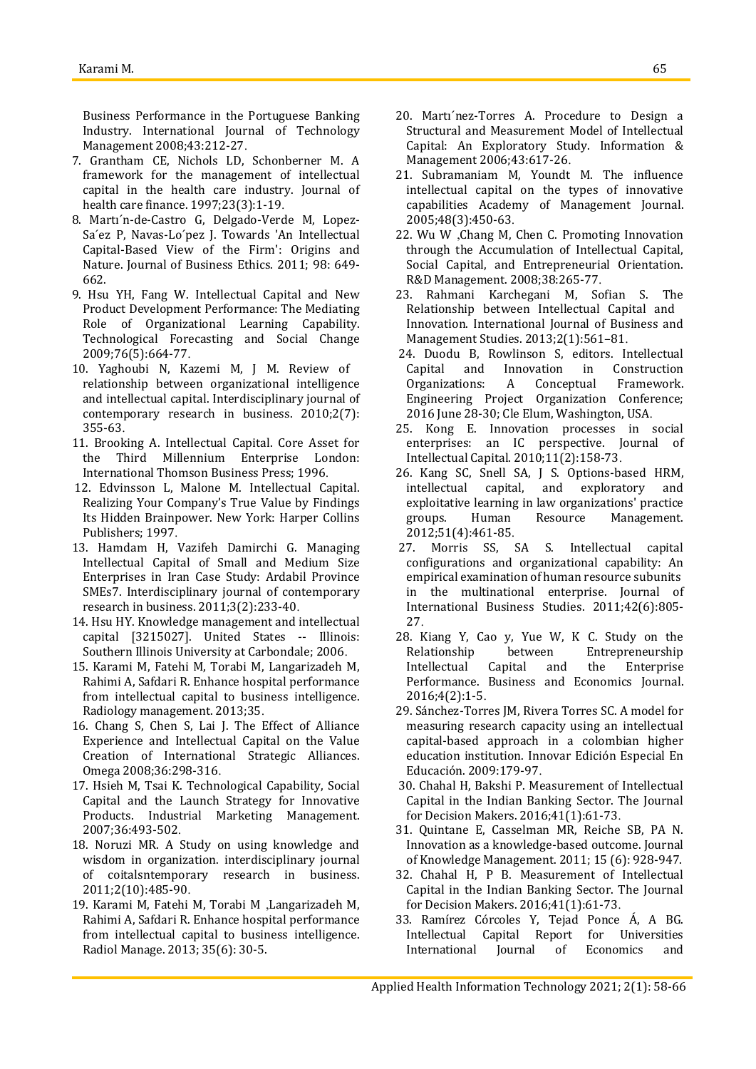Business Performance in the Portuguese Banking Industry. International Journal of Technology Management 2008;43:212-27.

7. Grantham CE, Nichols LD, Schonberner M. A framework for the management of intellectual capital in the health care industry. Journal of health care finance. 1997;23(3):1-19.
8. Martı´n-de-Castro G, Delgado-Verde M, Lopez-Sa´ez P, Navas-Lo´pez J. Towards 'An Intellectual Capital-Based View of the Firm': Origins and Nature. Journal of Business Ethics. 2011; 98: 649-662.
9. Hsu YH, Fang W. Intellectual Capital and New Product Development Performance: The Mediating Role of Organizational Learning Capability. Technological Forecasting and Social Change 2009;76(5):664-77.
10. Yaghoubi N, Kazemi M, J M. Review of relationship between organizational intelligence and intellectual capital. Interdisciplinary journal of contemporary research in business. 2010;2(7): 355-63.
11. Brooking A. Intellectual Capital. Core Asset for the Third Millennium Enterprise London: International Thomson Business Press; 1996.
12. Edvinsson L, Malone M. Intellectual Capital. Realizing Your Company's True Value by Findings Its Hidden Brainpower. New York: Harper Collins Publishers; 1997.
13. Hamdam H, Vazifeh Damirchi G. Managing Intellectual Capital of Small and Medium Size Enterprises in Iran Case Study: Ardabil Province SMEs7. Interdisciplinary journal of contemporary research in business. 2011;3(2):233-40.
14. Hsu HY. Knowledge management and intellectual capital [3215027]. United States -- Illinois: Southern Illinois University at Carbondale; 2006.
15. Karami M, Fatehi M, Torabi M, Langarizadeh M, Rahimi A, Safdari R. Enhance hospital performance from intellectual capital to business intelligence. Radiology management. 2013;35.
16. Chang S, Chen S, Lai J. The Effect of Alliance Experience and Intellectual Capital on the Value Creation of International Strategic Alliances. Omega 2008;36:298-316.
17. Hsieh M, Tsai K. Technological Capability, Social Capital and the Launch Strategy for Innovative Products. Industrial Marketing Management. 2007;36:493-502.
18. Noruzi MR. A Study on using knowledge and wisdom in organization. interdisciplinary journal of coitalsntemporary research in business. 2011;2(10):485-90.
19. Karami M, Fatehi M, Torabi M ,Langarizadeh M, Rahimi A, Safdari R. Enhance hospital performance from intellectual capital to business intelligence. Radiol Manage. 2013; 35(6): 30-5.
20. Martı´nez-Torres A. Procedure to Design a Structural and Measurement Model of Intellectual Capital: An Exploratory Study. Information & Management 2006;43:617-26.
21. Subramaniam M, Youndt M. The influence intellectual capital on the types of innovative capabilities Academy of Management Journal. 2005;48(3):450-63.
22. Wu W ,Chang M, Chen C. Promoting Innovation through the Accumulation of Intellectual Capital, Social Capital, and Entrepreneurial Orientation. R&D Management. 2008;38:265-77.
23. Rahmani Karchegani M, Sofian S. The Relationship between Intellectual Capital and Innovation. International Journal of Business and Management Studies. 2013;2(1):561–81.
24. Duodu B, Rowlinson S, editors. Intellectual Capital and Innovation in Construction Organizations: A Conceptual Framework. Engineering Project Organization Conference; 2016 June 28-30; Cle Elum, Washington, USA.
25. Kong E. Innovation processes in social enterprises: an IC perspective. Journal of Intellectual Capital. 2010;11(2):158-73.
26. Kang SC, Snell SA, J S. Options-based HRM, intellectual capital, and exploratory and exploitative learning in law organizations' practice groups. Human Resource Management. 2012;51(4):461-85.
27. Morris SS, SA S. Intellectual capital configurations and organizational capability: An empirical examination of human resource subunits in the multinational enterprise. Journal of International Business Studies. 2011;42(6):805-27.
28. Kiang Y, Cao y, Yue W, K C. Study on the Relationship between Entrepreneurship Intellectual Capital and the Enterprise Performance. Business and Economics Journal. 2016;4(2):1-5.
29. Sánchez-Torres JM, Rivera Torres SC. A model for measuring research capacity using an intellectual capital-based approach in a colombian higher education institution. Innovar Edición Especial En Educación. 2009:179-97.
30. Chahal H, Bakshi P. Measurement of Intellectual Capital in the Indian Banking Sector. The Journal for Decision Makers. 2016;41(1):61-73.
31. Quintane E, Casselman MR, Reiche SB, PA N. Innovation as a knowledge-based outcome. Journal of Knowledge Management. 2011; 15 (6): 928-947.
32. Chahal H, P B. Measurement of Intellectual Capital in the Indian Banking Sector. The Journal for Decision Makers. 2016;41(1):61-73.
33. Ramírez Córcoles Y, Tejad Ponce Á, A BG. Intellectual Capital Report for Universities International Journal of Economics and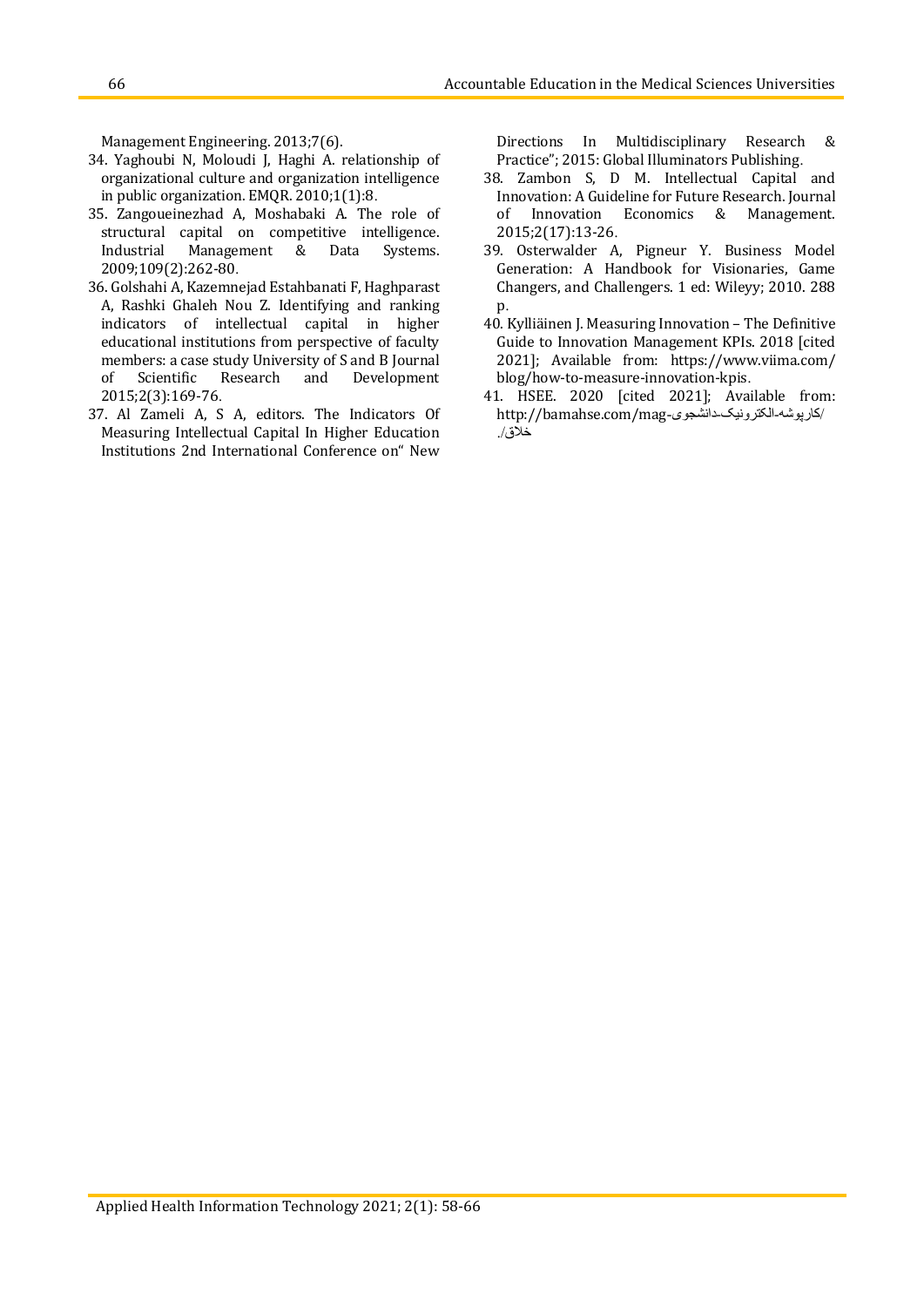Management Engineering. 2013;7(6).

34. Yaghoubi N, Moloudi J, Haghi A. relationship of organizational culture and organization intelligence in public organization. EMQR. 2010;1(1):8.
35. Zangoueinezhad A, Moshabaki A. The role of structural capital on competitive intelligence. Industrial Management & Data Systems. 2009;109(2):262-80.
36. Golshahi A, Kazemnejad Estahbanati F, Haghparast A, Rashki Ghaleh Nou Z. Identifying and ranking indicators of intellectual capital in higher educational institutions from perspective of faculty members: a case study University of S and B Journal of Scientific Research and Development 2015;2(3):169-76.
37. Al Zameli A, S A, editors. The Indicators Of Measuring Intellectual Capital In Higher Education Institutions 2nd International Conference on" New Directions In Multidisciplinary Research & Practice"; 2015: Global Illuminators Publishing.
38. Zambon S, D M. Intellectual Capital and Innovation: A Guideline for Future Research. Journal of Innovation Economics & Management. 2015;2(17):13-26.
39. Osterwalder A, Pigneur Y. Business Model Generation: A Handbook for Visionaries, Game Changers, and Challengers. 1 ed: Wileyy; 2010. 288 p.
40. Kylliäinen J. Measuring Innovation – The Definitive Guide to Innovation Management KPIs. 2018 [cited 2021]; Available from: https://www.viima.com/blog/how-to-measure-innovation-kpis.
41. HSEE. 2020 [cited 2021]; Available from: http://bamahse.com/mag-کارپوشه-الکترونیک-دانشجوی-خلاق/.